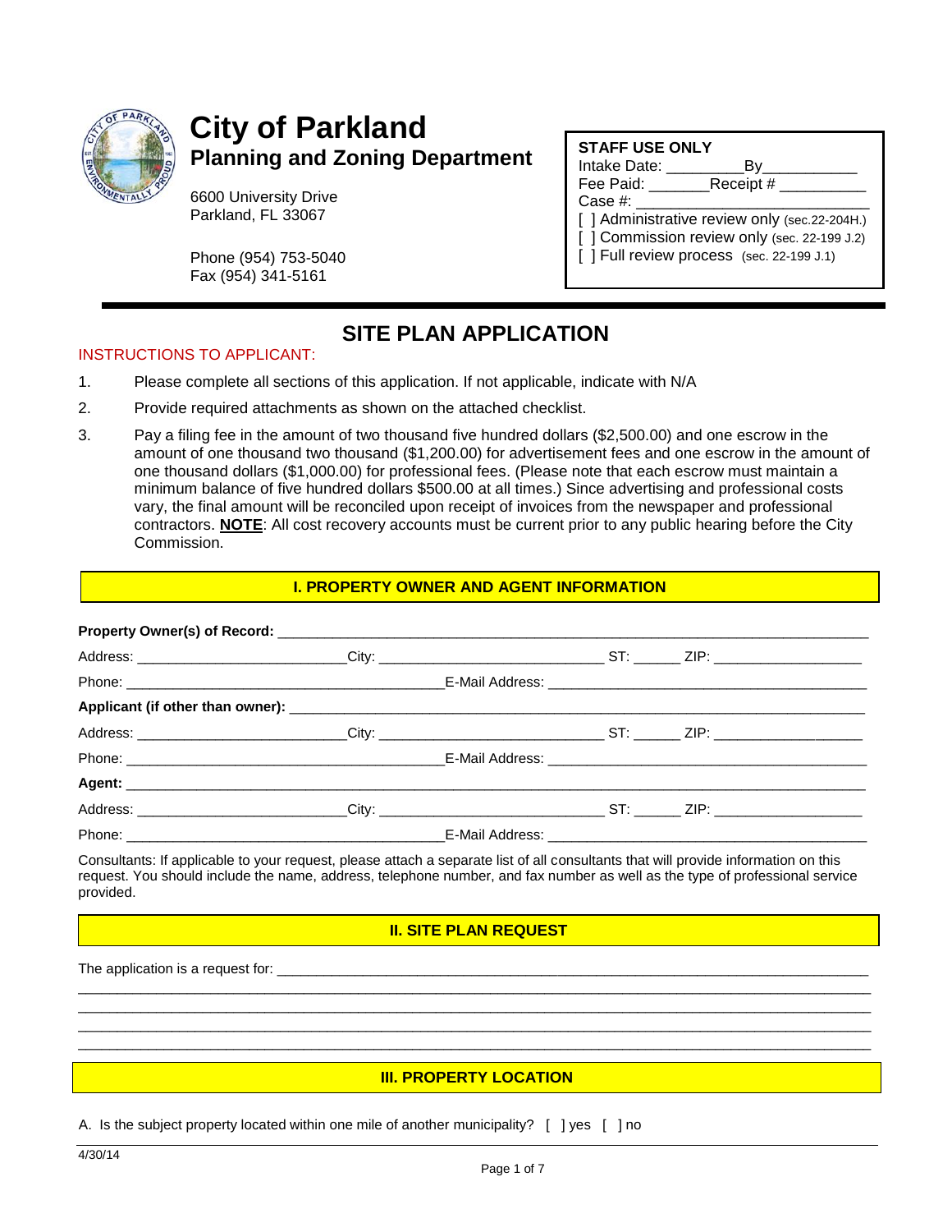# City of Parkland

## Planning and Zoning Department

6600 University Drive
Parkland, FL 33067

Phone (954) 753-5040
Fax (954) 341-5161

**STAFF USE ONLY**
Intake Date: _________By___________
Fee Paid: _______Receipt # __________
Case #: ___________________________
[ ] Administrative review only (sec.22-204H.)
[ ] Commission review only (sec. 22-199 J.2)
[ ] Full review process (sec. 22-199 J.1)

## SITE PLAN APPLICATION

INSTRUCTIONS TO APPLICANT:

1. Please complete all sections of this application. If not applicable, indicate with N/A
2. Provide required attachments as shown on the attached checklist.
3. Pay a filing fee in the amount of two thousand five hundred dollars ($2,500.00) and one escrow in the amount of one thousand two thousand ($1,200.00) for advertisement fees and one escrow in the amount of one thousand dollars ($1,000.00) for professional fees. (Please note that each escrow must maintain a minimum balance of five hundred dollars $500.00 at all times.) Since advertising and professional costs vary, the final amount will be reconciled upon receipt of invoices from the newspaper and professional contractors. **NOTE**: All cost recovery accounts must be current prior to any public hearing before the City Commission.

### I. PROPERTY OWNER AND AGENT INFORMATION

**Property Owner(s) of Record:** ________________________________________________________________

Address: ___________________________City: ____________________________ ST: ______ ZIP: ___________________

Phone: _________________________________________E-Mail Address: ________________________________________

**Applicant (if other than owner):** ______________________________________________________________

Address: ___________________________City: ____________________________ ST: ______ ZIP: ___________________

Phone: _________________________________________E-Mail Address: ________________________________________

**Agent:** ______________________________________________________________________________________

Address: ___________________________City: ____________________________ ST: ______ ZIP: ___________________

Phone: _________________________________________E-Mail Address: ________________________________________

Consultants: If applicable to your request, please attach a separate list of all consultants that will provide information on this request. You should include the name, address, telephone number, and fax number as well as the type of professional service provided.

### II. SITE PLAN REQUEST

The application is a request for: ______________________________________________________________
_______________________________________________________________________________________________
_______________________________________________________________________________________________
_______________________________________________________________________________________________
_______________________________________________________________________________________________

### III. PROPERTY LOCATION

A. Is the subject property located within one mile of another municipality? [ ] yes [ ] no

4/30/14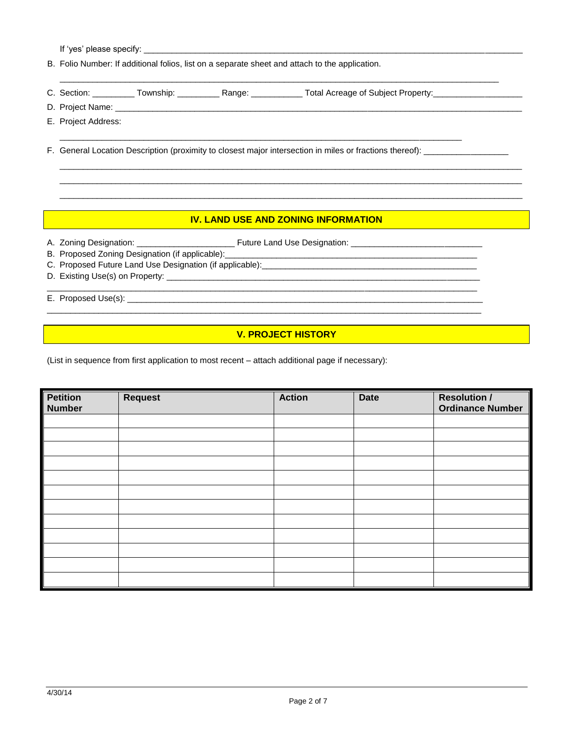If 'yes' please specify: ____________________________________________________________________________

B. Folio Number: If additional folios, list on a separate sheet and attach to the application.

____________________________________________________________________________________________

C. Section: _________ Township: _________ Range: ___________ Total Acreage of Subject Property:___________________

D. Project Name: ____________________________________________________________________________________________

E. Project Address:

____________________________________________________________________________________

F. General Location Description (proximity to closest major intersection in miles or fractions thereof): __________________

____________________________________________________________________________________________

____________________________________________________________________________________________

____________________________________________________________________________________________

## IV. LAND USE AND ZONING INFORMATION

A. Zoning Designation: _____________________ Future Land Use Designation: ____________________________

B. Proposed Zoning Designation (if applicable):_________________________________________________________

C. Proposed Future Land Use Designation (if applicable):_________________________________________________

D. Existing Use(s) on Property: ____________________________________________________________________

__________________________________________________________________________________________

E. Proposed Use(s): ____________________________________________________________________________

__________________________________________________________________________________________

## V. PROJECT HISTORY

(List in sequence from first application to most recent – attach additional page if necessary):

| Petition Number | Request | Action | Date | Resolution / Ordinance Number |
|---|---|---|---|---|
| | | | | |
| | | | | |
| | | | | |
| | | | | |
| | | | | |
| | | | | |
| | | | | |
| | | | | |
| | | | | |
| | | | | |
| | | | | |
| | | | | |

4/30/14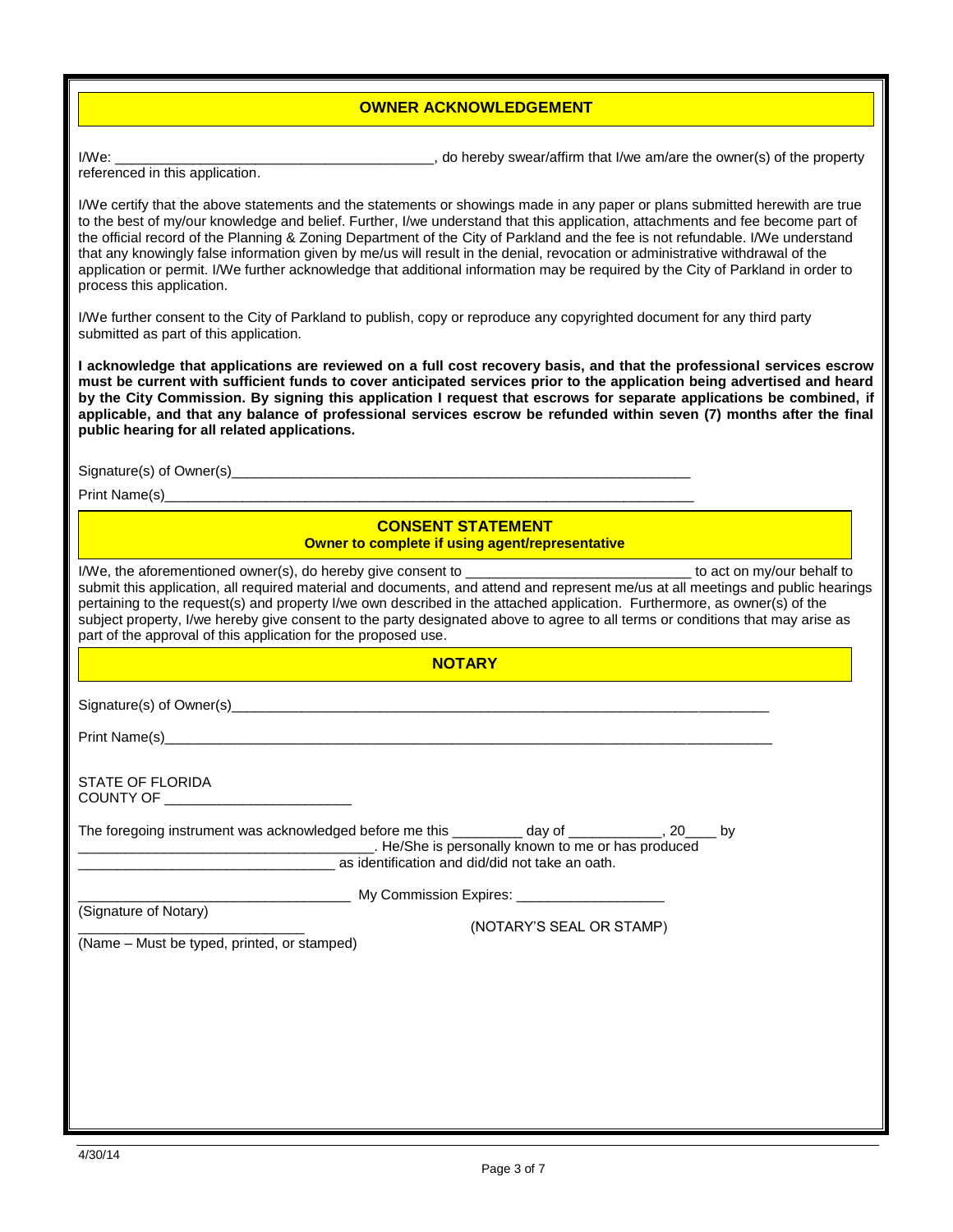## OWNER ACKNOWLEDGEMENT

I/We: ________________________________________, do hereby swear/affirm that I/we am/are the owner(s) of the property referenced in this application.

I/We certify that the above statements and the statements or showings made in any paper or plans submitted herewith are true to the best of my/our knowledge and belief. Further, I/we understand that this application, attachments and fee become part of the official record of the Planning & Zoning Department of the City of Parkland and the fee is not refundable. I/We understand that any knowingly false information given by me/us will result in the denial, revocation or administrative withdrawal of the application or permit. I/We further acknowledge that additional information may be required by the City of Parkland in order to process this application.

I/We further consent to the City of Parkland to publish, copy or reproduce any copyrighted document for any third party submitted as part of this application.

**I acknowledge that applications are reviewed on a full cost recovery basis, and that the professional services escrow must be current with sufficient funds to cover anticipated services prior to the application being advertised and heard by the City Commission. By signing this application I request that escrows for separate applications be combined, if applicable, and that any balance of professional services escrow be refunded within seven (7) months after the final public hearing for all related applications.**

Signature(s) of Owner(s)____________________________________________________________

Print Name(s)______________________________________________________________________

## CONSENT STATEMENT

**Owner to complete if using agent/representative**

I/We, the aforementioned owner(s), do hereby give consent to ____________________________ to act on my/our behalf to submit this application, all required material and documents, and attend and represent me/us at all meetings and public hearings pertaining to the request(s) and property I/we own described in the attached application. Furthermore, as owner(s) of the subject property, I/we hereby give consent to the party designated above to agree to all terms or conditions that may arise as part of the approval of this application for the proposed use.

## NOTARY

Signature(s) of Owner(s)______________________________________________________________________

Print Name(s)______________________________________________________________________________

STATE OF FLORIDA
COUNTY OF ________________________

The foregoing instrument was acknowledged before me this _________ day of ____________, 20____ by ______________________________________. He/She is personally known to me or has produced _________________________________ as identification and did/did not take an oath.

___________________________________ My Commission Expires: ___________________
(Signature of Notary)

_____________________________ (NOTARY'S SEAL OR STAMP)
(Name – Must be typed, printed, or stamped)

4/30/14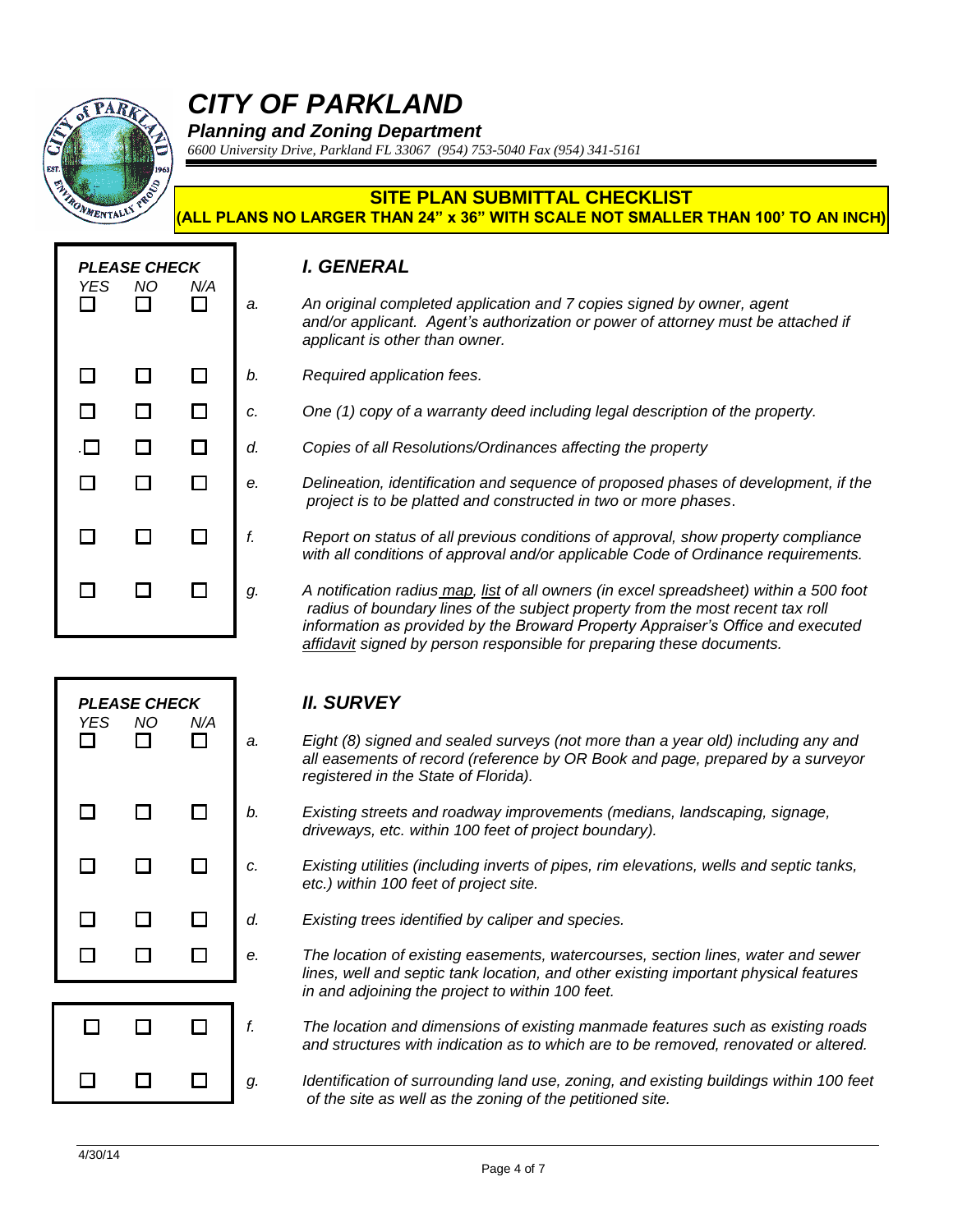# CITY OF PARKLAND

***Planning and Zoning Department***

*6600 University Drive, Parkland FL 33067 (954) 753-5040 Fax (954) 341-5161*

**SITE PLAN SUBMITTAL CHECKLIST**
**(ALL PLANS NO LARGER THAN 24" x 36" WITH SCALE NOT SMALLER THAN 100' TO AN INCH)**

## *I. GENERAL*

| YES | NO | N/A | | *PLEASE CHECK* |
|---|---|---|---|---|
| ☐ | ☐ | ☐ | *a.* | *An original completed application and 7 copies signed by owner, agent and/or applicant. Agent's authorization or power of attorney must be attached if applicant is other than owner.* |
| ☐ | ☐ | ☐ | *b.* | *Required application fees.* |
| ☐ | ☐ | ☐ | *c.* | *One (1) copy of a warranty deed including legal description of the property.* |
| ☐ | ☐ | ☐ | *d.* | *Copies of all Resolutions/Ordinances affecting the property* |
| ☐ | ☐ | ☐ | *e.* | *Delineation, identification and sequence of proposed phases of development, if the project is to be platted and constructed in two or more phases.* |
| ☐ | ☐ | ☐ | *f.* | *Report on status of all previous conditions of approval, show property compliance with all conditions of approval and/or applicable Code of Ordinance requirements.* |
| ☐ | ☐ | ☐ | *g.* | *A notification radius map, list of all owners (in excel spreadsheet) within a 500 foot radius of boundary lines of the subject property from the most recent tax roll information as provided by the Broward Property Appraiser's Office and executed affidavit signed by person responsible for preparing these documents.* |

## *II. SURVEY*

| YES | NO | N/A | | *PLEASE CHECK* |
|---|---|---|---|---|
| ☐ | ☐ | ☐ | *a.* | *Eight (8) signed and sealed surveys (not more than a year old) including any and all easements of record (reference by OR Book and page, prepared by a surveyor registered in the State of Florida).* |
| ☐ | ☐ | ☐ | *b.* | *Existing streets and roadway improvements (medians, landscaping, signage, driveways, etc. within 100 feet of project boundary).* |
| ☐ | ☐ | ☐ | *c.* | *Existing utilities (including inverts of pipes, rim elevations, wells and septic tanks, etc.) within 100 feet of project site.* |
| ☐ | ☐ | ☐ | *d.* | *Existing trees identified by caliper and species.* |
| ☐ | ☐ | ☐ | *e.* | *The location of existing easements, watercourses, section lines, water and sewer lines, well and septic tank location, and other existing important physical features in and adjoining the project to within 100 feet.* |
| ☐ | ☐ | ☐ | *f.* | *The location and dimensions of existing manmade features such as existing roads and structures with indication as to which are to be removed, renovated or altered.* |
| ☐ | ☐ | ☐ | *g.* | *Identification of surrounding land use, zoning, and existing buildings within 100 feet of the site as well as the zoning of the petitioned site.* |

4/30/14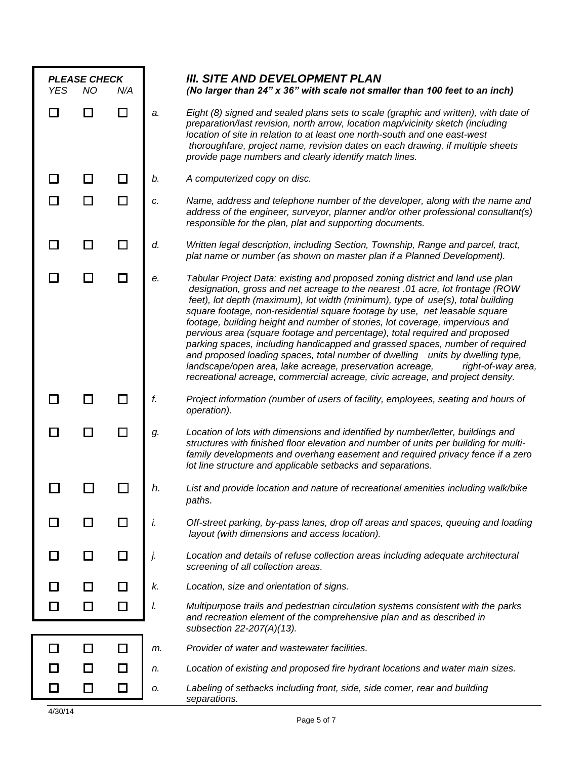## III. SITE AND DEVELOPMENT PLAN

*(No larger than 24" x 36" with scale not smaller than 100 feet to an inch)*

| PLEASE CHECK YES | NO | N/A | | |
|---|---|---|---|---|
| ☐ | ☐ | ☐ | a. | *Eight (8) signed and sealed plans sets to scale (graphic and written), with date of preparation/last revision, north arrow, location map/vicinity sketch (including location of site in relation to at least one north-south and one east-west thoroughfare, project name, revision dates on each drawing, if multiple sheets provide page numbers and clearly identify match lines.* |
| ☐ | ☐ | ☐ | b. | *A computerized copy on disc.* |
| ☐ | ☐ | ☐ | c. | *Name, address and telephone number of the developer, along with the name and address of the engineer, surveyor, planner and/or other professional consultant(s) responsible for the plan, plat and supporting documents.* |
| ☐ | ☐ | ☐ | d. | *Written legal description, including Section, Township, Range and parcel, tract, plat name or number (as shown on master plan if a Planned Development).* |
| ☐ | ☐ | ☐ | e. | *Tabular Project Data: existing and proposed zoning district and land use plan designation, gross and net acreage to the nearest .01 acre, lot frontage (ROW feet), lot depth (maximum), lot width (minimum), type of use(s), total building square footage, non-residential square footage by use, net leasable square footage, building height and number of stories, lot coverage, impervious and pervious area (square footage and percentage), total required and proposed parking spaces, including handicapped and grassed spaces, number of required and proposed loading spaces, total number of dwelling units by dwelling type, landscape/open area, lake acreage, preservation acreage, right-of-way area, recreational acreage, commercial acreage, civic acreage, and project density.* |
| ☐ | ☐ | ☐ | f. | *Project information (number of users of facility, employees, seating and hours of operation).* |
| ☐ | ☐ | ☐ | g. | *Location of lots with dimensions and identified by number/letter, buildings and structures with finished floor elevation and number of units per building for multi-family developments and overhang easement and required privacy fence if a zero lot line structure and applicable setbacks and separations.* |
| ☐ | ☐ | ☐ | h. | *List and provide location and nature of recreational amenities including walk/bike paths.* |
| ☐ | ☐ | ☐ | i. | *Off-street parking, by-pass lanes, drop off areas and spaces, queuing and loading layout (with dimensions and access location).* |
| ☐ | ☐ | ☐ | j. | *Location and details of refuse collection areas including adequate architectural screening of all collection areas.* |
| ☐ | ☐ | ☐ | k. | *Location, size and orientation of signs.* |
| ☐ | ☐ | ☐ | l. | *Multipurpose trails and pedestrian circulation systems consistent with the parks and recreation element of the comprehensive plan and as described in subsection 22-207(A)(13).* |
| ☐ | ☐ | ☐ | m. | *Provider of water and wastewater facilities.* |
| ☐ | ☐ | ☐ | n. | *Location of existing and proposed fire hydrant locations and water main sizes.* |
| ☐ | ☐ | ☐ | o. | *Labeling of setbacks including front, side, side corner, rear and building separations.* |

4/30/14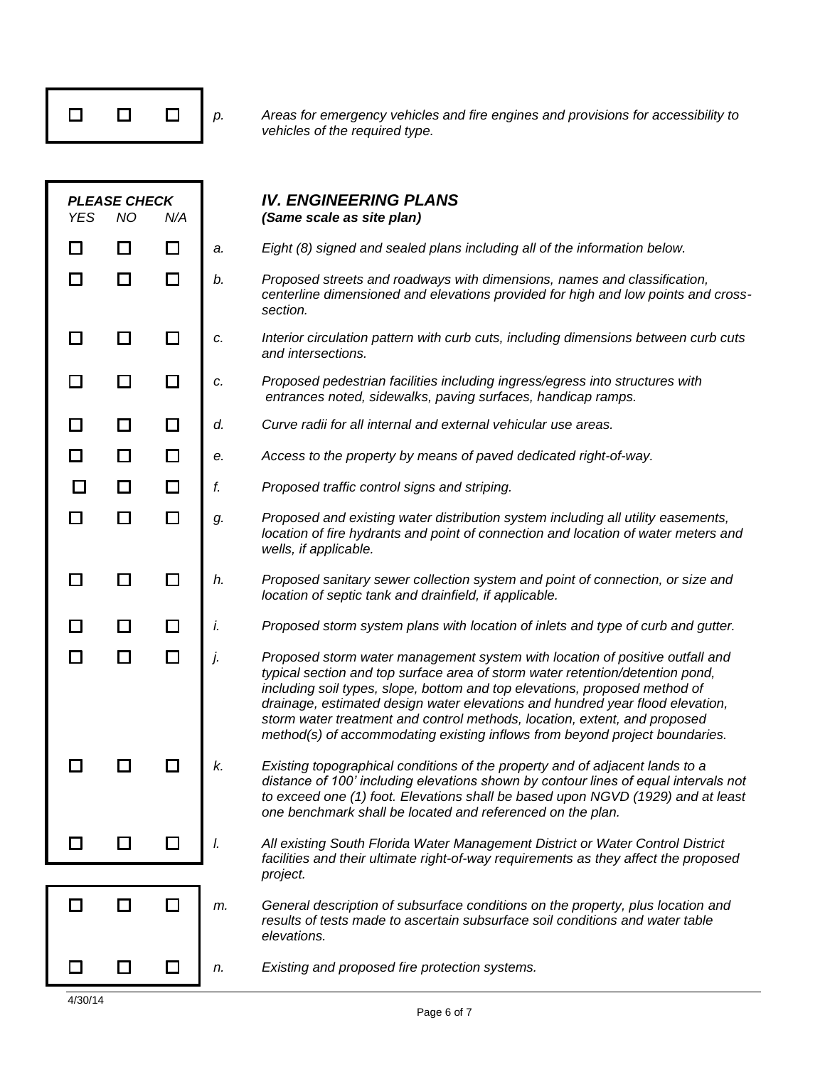| YES | NO | N/A | | |
|---|---|---|---|---|
| ☐ | ☐ | ☐ | *p.* | *Areas for emergency vehicles and fire engines and provisions for accessibility to vehicles of the required type.* |

## *IV. ENGINEERING PLANS*

***(Same scale as site plan)***

*PLEASE CHECK*

| *YES* | *NO* | *N/A* | | |
|---|---|---|---|---|
| ☐ | ☐ | ☐ | *a.* | *Eight (8) signed and sealed plans including all of the information below.* |
| ☐ | ☐ | ☐ | *b.* | *Proposed streets and roadways with dimensions, names and classification, centerline dimensioned and elevations provided for high and low points and cross-section.* |
| ☐ | ☐ | ☐ | *c.* | *Interior circulation pattern with curb cuts, including dimensions between curb cuts and intersections.* |
| ☐ | ☐ | ☐ | *c.* | *Proposed pedestrian facilities including ingress/egress into structures with entrances noted, sidewalks, paving surfaces, handicap ramps.* |
| ☐ | ☐ | ☐ | *d.* | *Curve radii for all internal and external vehicular use areas.* |
| ☐ | ☐ | ☐ | *e.* | *Access to the property by means of paved dedicated right-of-way.* |
| ☐ | ☐ | ☐ | *f.* | *Proposed traffic control signs and striping.* |
| ☐ | ☐ | ☐ | *g.* | *Proposed and existing water distribution system including all utility easements, location of fire hydrants and point of connection and location of water meters and wells, if applicable.* |
| ☐ | ☐ | ☐ | *h.* | *Proposed sanitary sewer collection system and point of connection, or size and location of septic tank and drainfield, if applicable.* |
| ☐ | ☐ | ☐ | *i.* | *Proposed storm system plans with location of inlets and type of curb and gutter.* |
| ☐ | ☐ | ☐ | *j.* | *Proposed storm water management system with location of positive outfall and typical section and top surface area of storm water retention/detention pond, including soil types, slope, bottom and top elevations, proposed method of drainage, estimated design water elevations and hundred year flood elevation, storm water treatment and control methods, location, extent, and proposed method(s) of accommodating existing inflows from beyond project boundaries.* |
| ☐ | ☐ | ☐ | *k.* | *Existing topographical conditions of the property and of adjacent lands to a distance of 100' including elevations shown by contour lines of equal intervals not to exceed one (1) foot. Elevations shall be based upon NGVD (1929) and at least one benchmark shall be located and referenced on the plan.* |
| ☐ | ☐ | ☐ | *l.* | *All existing South Florida Water Management District or Water Control District facilities and their ultimate right-of-way requirements as they affect the proposed project.* |
| ☐ | ☐ | ☐ | *m.* | *General description of subsurface conditions on the property, plus location and results of tests made to ascertain subsurface soil conditions and water table elevations.* |
| ☐ | ☐ | ☐ | *n.* | *Existing and proposed fire protection systems.* |

4/30/14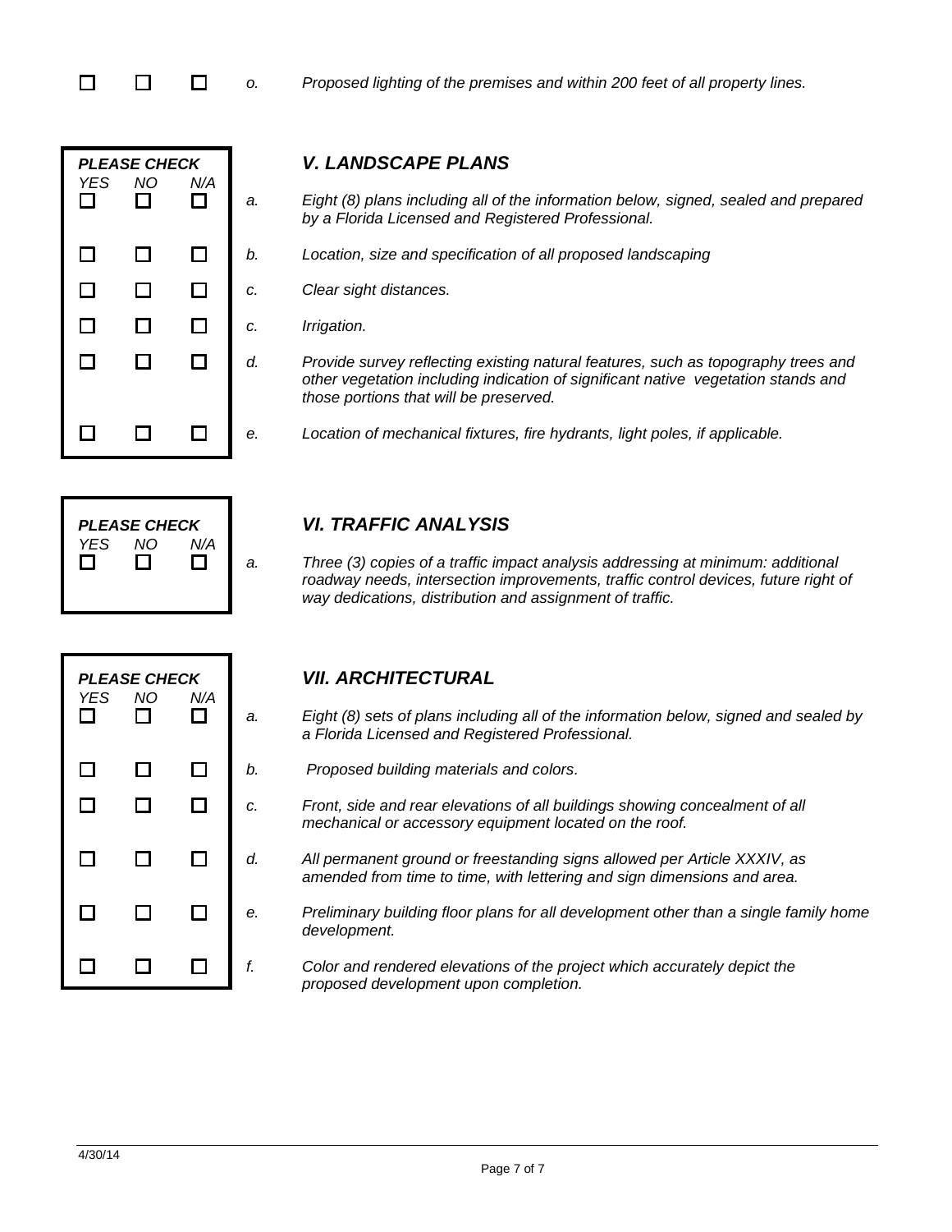☐ ☐ ☐ *o. Proposed lighting of the premises and within 200 feet of all property lines.*

## *V. LANDSCAPE PLANS*

| PLEASE CHECK YES | NO | N/A | | |
|---|---|---|---|---|
| ☐ | ☐ | ☐ | *a.* | *Eight (8) plans including all of the information below, signed, sealed and prepared by a Florida Licensed and Registered Professional.* |
| ☐ | ☐ | ☐ | *b.* | *Location, size and specification of all proposed landscaping* |
| ☐ | ☐ | ☐ | *c.* | *Clear sight distances.* |
| ☐ | ☐ | ☐ | *c.* | *Irrigation.* |
| ☐ | ☐ | ☐ | *d.* | *Provide survey reflecting existing natural features, such as topography trees and other vegetation including indication of significant native vegetation stands and those portions that will be preserved.* |
| ☐ | ☐ | ☐ | *e.* | *Location of mechanical fixtures, fire hydrants, light poles, if applicable.* |

## *VI. TRAFFIC ANALYSIS*

| PLEASE CHECK YES | NO | N/A | | |
|---|---|---|---|---|
| ☐ | ☐ | ☐ | *a.* | *Three (3) copies of a traffic impact analysis addressing at minimum: additional roadway needs, intersection improvements, traffic control devices, future right of way dedications, distribution and assignment of traffic.* |

## *VII. ARCHITECTURAL*

| PLEASE CHECK YES | NO | N/A | | |
|---|---|---|---|---|
| ☐ | ☐ | ☐ | *a.* | *Eight (8) sets of plans including all of the information below, signed and sealed by a Florida Licensed and Registered Professional.* |
| ☐ | ☐ | ☐ | *b.* | *Proposed building materials and colors.* |
| ☐ | ☐ | ☐ | *c.* | *Front, side and rear elevations of all buildings showing concealment of all mechanical or accessory equipment located on the roof.* |
| ☐ | ☐ | ☐ | *d.* | *All permanent ground or freestanding signs allowed per Article XXXIV, as amended from time to time, with lettering and sign dimensions and area.* |
| ☐ | ☐ | ☐ | *e.* | *Preliminary building floor plans for all development other than a single family home development.* |
| ☐ | ☐ | ☐ | *f.* | *Color and rendered elevations of the project which accurately depict the proposed development upon completion.* |

4/30/14